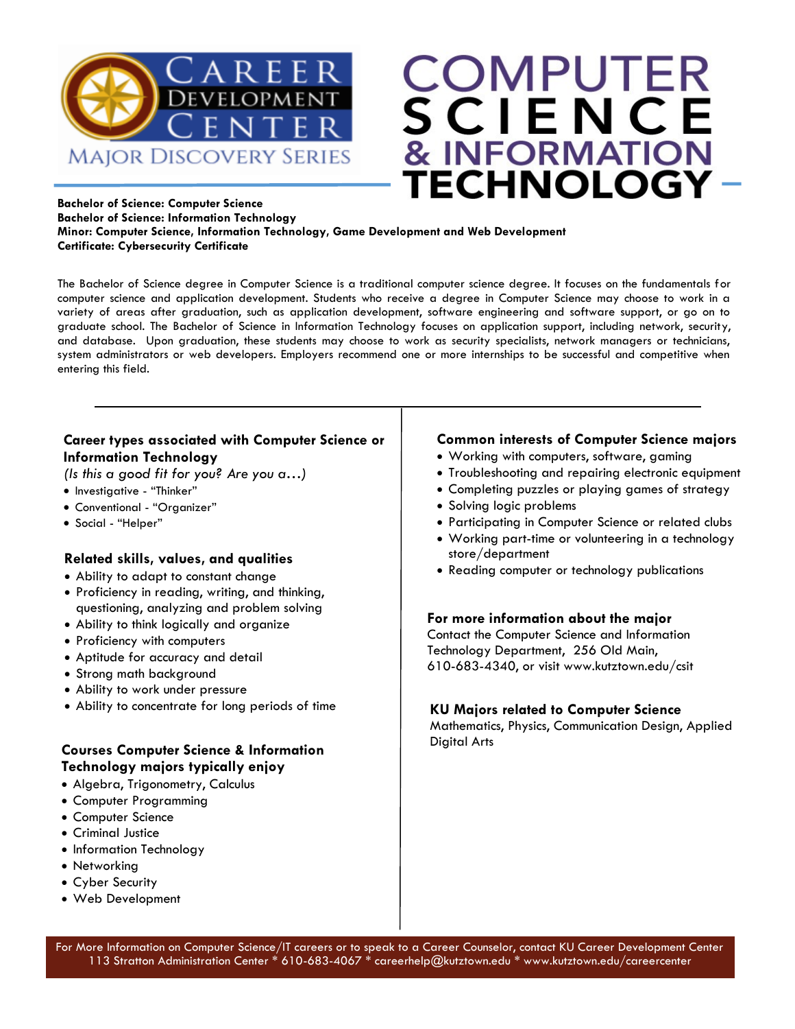# Career Development Center

## Major Discovery Series

# Computer Science & Information Technology

**Bachelor of Science: Computer Science**
**Bachelor of Science: Information Technology**
**Minor: Computer Science, Information Technology, Game Development and Web Development**
**Certificate: Cybersecurity Certificate**

The Bachelor of Science degree in Computer Science is a traditional computer science degree. It focuses on the fundamentals for computer science and application development. Students who receive a degree in Computer Science may choose to work in a variety of areas after graduation, such as application development, software engineering and software support, or go on to graduate school. The Bachelor of Science in Information Technology focuses on application support, including network, security, and database. Upon graduation, these students may choose to work as security specialists, network managers or technicians, system administrators or web developers. Employers recommend one or more internships to be successful and competitive when entering this field.

### Career types associated with Computer Science or Information Technology

*(Is this a good fit for you? Are you a…)*

- Investigative - "Thinker"
- Conventional - "Organizer"
- Social - "Helper"

### Related skills, values, and qualities

- Ability to adapt to constant change
- Proficiency in reading, writing, and thinking, questioning, analyzing and problem solving
- Ability to think logically and organize
- Proficiency with computers
- Aptitude for accuracy and detail
- Strong math background
- Ability to work under pressure
- Ability to concentrate for long periods of time

### Courses Computer Science & Information Technology majors typically enjoy

- Algebra, Trigonometry, Calculus
- Computer Programming
- Computer Science
- Criminal Justice
- Information Technology
- Networking
- Cyber Security
- Web Development

### Common interests of Computer Science majors

- Working with computers, software, gaming
- Troubleshooting and repairing electronic equipment
- Completing puzzles or playing games of strategy
- Solving logic problems
- Participating in Computer Science or related clubs
- Working part-time or volunteering in a technology store/department
- Reading computer or technology publications

### For more information about the major

Contact the Computer Science and Information Technology Department, 256 Old Main, 610-683-4340, or visit www.kutztown.edu/csit

### KU Majors related to Computer Science

Mathematics, Physics, Communication Design, Applied Digital Arts

For More Information on Computer Science/IT careers or to speak to a Career Counselor, contact KU Career Development Center
113 Stratton Administration Center * 610-683-4067 * careerhelp@kutztown.edu * www.kutztown.edu/careercenter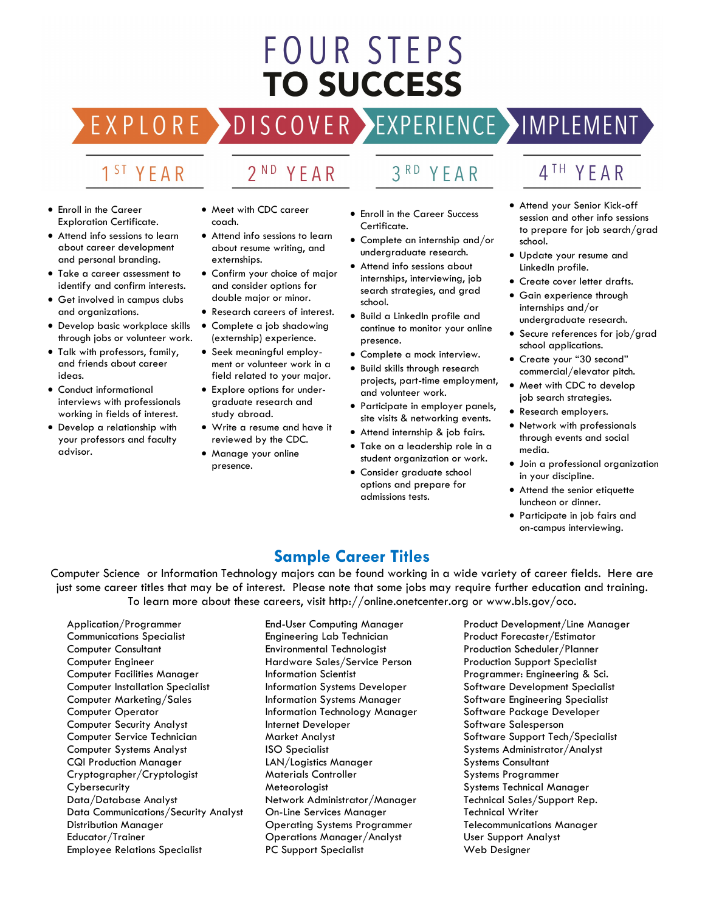# FOUR STEPS TO SUCCESS

## EXPLORE — 1ST YEAR

- Enroll in the Career Exploration Certificate.
- Attend info sessions to learn about career development and personal branding.
- Take a career assessment to identify and confirm interests.
- Get involved in campus clubs and organizations.
- Develop basic workplace skills through jobs or volunteer work.
- Talk with professors, family, and friends about career ideas.
- Conduct informational interviews with professionals working in fields of interest.
- Develop a relationship with your professors and faculty advisor.

## DISCOVER — 2ND YEAR

- Meet with CDC career coach.
- Attend info sessions to learn about resume writing, and externships.
- Confirm your choice of major and consider options for double major or minor.
- Research careers of interest.
- Complete a job shadowing (externship) experience.
- Seek meaningful employment or volunteer work in a field related to your major.
- Explore options for undergraduate research and study abroad.
- Write a resume and have it reviewed by the CDC.
- Manage your online presence.

## EXPERIENCE — 3RD YEAR

- Enroll in the Career Success Certificate.
- Complete an internship and/or undergraduate research.
- Attend info sessions about internships, interviewing, job search strategies, and grad school.
- Build a LinkedIn profile and continue to monitor your online presence.
- Complete a mock interview.
- Build skills through research projects, part-time employment, and volunteer work.
- Participate in employer panels, site visits & networking events.
- Attend internship & job fairs.
- Take on a leadership role in a student organization or work.
- Consider graduate school options and prepare for admissions tests.

## IMPLEMENT — 4TH YEAR

- Attend your Senior Kick-off session and other info sessions to prepare for job search/grad school.
- Update your resume and LinkedIn profile.
- Create cover letter drafts.
- Gain experience through internships and/or undergraduate research.
- Secure references for job/grad school applications.
- Create your "30 second" commercial/elevator pitch.
- Meet with CDC to develop job search strategies.
- Research employers.
- Network with professionals through events and social media.
- Join a professional organization in your discipline.
- Attend the senior etiquette luncheon or dinner.
- Participate in job fairs and on-campus interviewing.

## Sample Career Titles

Computer Science or Information Technology majors can be found working in a wide variety of career fields. Here are just some career titles that may be of interest. Please note that some jobs may require further education and training. To learn more about these careers, visit http://online.onetcenter.org or www.bls.gov/oco.

Application/Programmer
Communications Specialist
Computer Consultant
Computer Engineer
Computer Facilities Manager
Computer Installation Specialist
Computer Marketing/Sales
Computer Operator
Computer Security Analyst
Computer Service Technician
Computer Systems Analyst
CQI Production Manager
Cryptographer/Cryptologist
Cybersecurity
Data/Database Analyst
Data Communications/Security Analyst
Distribution Manager
Educator/Trainer
Employee Relations Specialist
End-User Computing Manager
Engineering Lab Technician
Environmental Technologist
Hardware Sales/Service Person
Information Scientist
Information Systems Developer
Information Systems Manager
Information Technology Manager
Internet Developer
Market Analyst
ISO Specialist
LAN/Logistics Manager
Materials Controller
Meteorologist
Network Administrator/Manager
On-Line Services Manager
Operating Systems Programmer
Operations Manager/Analyst
PC Support Specialist
Product Development/Line Manager
Product Forecaster/Estimator
Production Scheduler/Planner
Production Support Specialist
Programmer: Engineering & Sci.
Software Development Specialist
Software Engineering Specialist
Software Package Developer
Software Salesperson
Software Support Tech/Specialist
Systems Administrator/Analyst
Systems Consultant
Systems Programmer
Systems Technical Manager
Technical Sales/Support Rep.
Technical Writer
Telecommunications Manager
User Support Analyst
Web Designer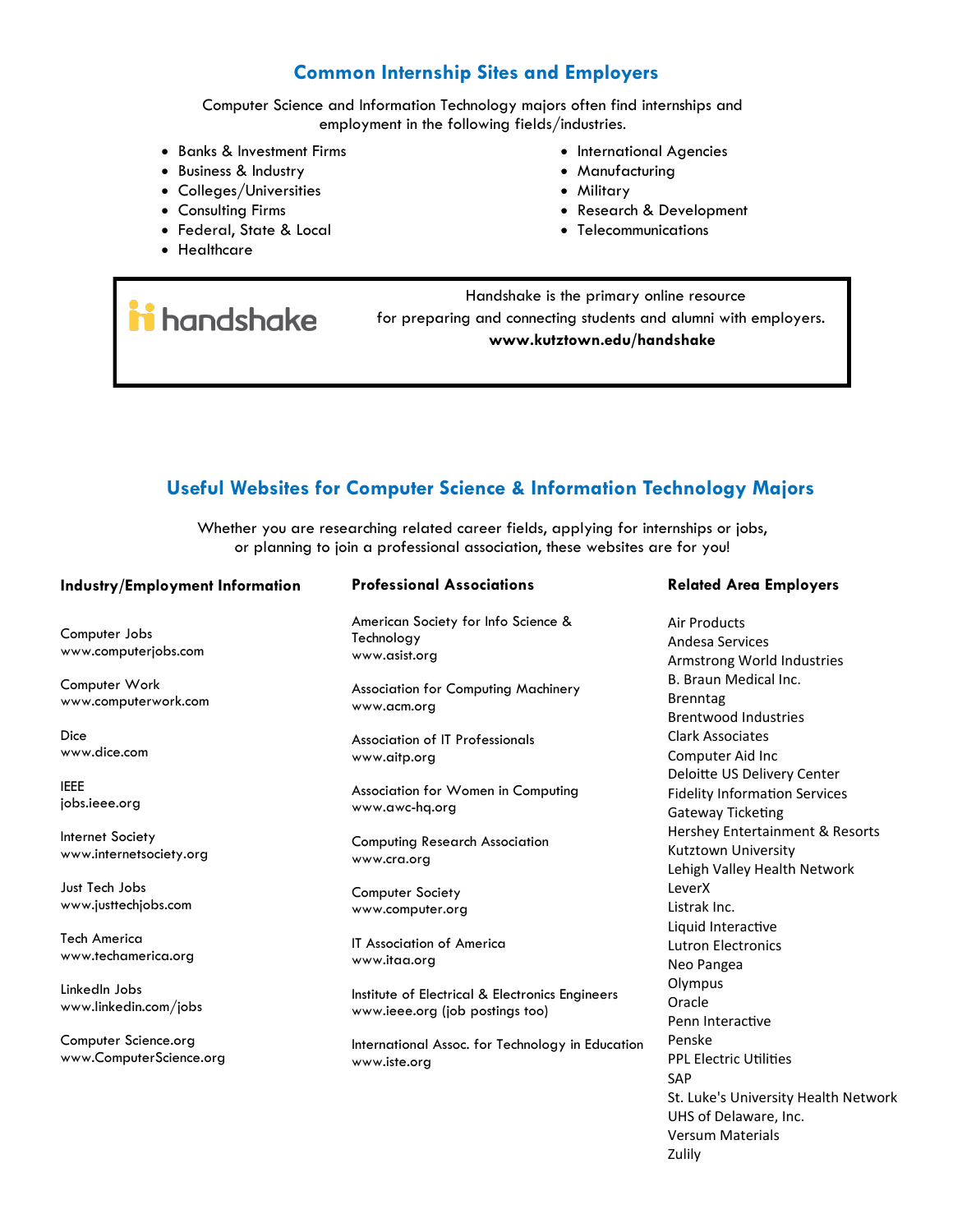## Common Internship Sites and Employers

Computer Science and Information Technology majors often find internships and employment in the following fields/industries.

- Banks & Investment Firms
- Business & Industry
- Colleges/Universities
- Consulting Firms
- Federal, State & Local
- Healthcare
- International Agencies
- Manufacturing
- Military
- Research & Development
- Telecommunications

handshake

Handshake is the primary online resource for preparing and connecting students and alumni with employers.
**www.kutztown.edu/handshake**

## Useful Websites for Computer Science & Information Technology Majors

Whether you are researching related career fields, applying for internships or jobs, or planning to join a professional association, these websites are for you!

### Industry/Employment Information

Computer Jobs
www.computerjobs.com

Computer Work
www.computerwork.com

Dice
www.dice.com

IEEE
jobs.ieee.org

Internet Society
www.internetsociety.org

Just Tech Jobs
www.justtechjobs.com

Tech America
www.techamerica.org

LinkedIn Jobs
www.linkedin.com/jobs

Computer Science.org
www.ComputerScience.org

### Professional Associations

American Society for Info Science & Technology
www.asist.org

Association for Computing Machinery
www.acm.org

Association of IT Professionals
www.aitp.org

Association for Women in Computing
www.awc-hq.org

Computing Research Association
www.cra.org

Computer Society
www.computer.org

IT Association of America
www.itaa.org

Institute of Electrical & Electronics Engineers
www.ieee.org (job postings too)

International Assoc. for Technology in Education
www.iste.org

### Related Area Employers

Air Products
Andesa Services
Armstrong World Industries
B. Braun Medical Inc.
Brenntag
Brentwood Industries
Clark Associates
Computer Aid Inc
Deloitte US Delivery Center
Fidelity Information Services
Gateway Ticketing
Hershey Entertainment & Resorts
Kutztown University
Lehigh Valley Health Network
LeverX
Listrak Inc.
Liquid Interactive
Lutron Electronics
Neo Pangea
Olympus
Oracle
Penn Interactive
Penske
PPL Electric Utilities
SAP
St. Luke's University Health Network
UHS of Delaware, Inc.
Versum Materials
Zulily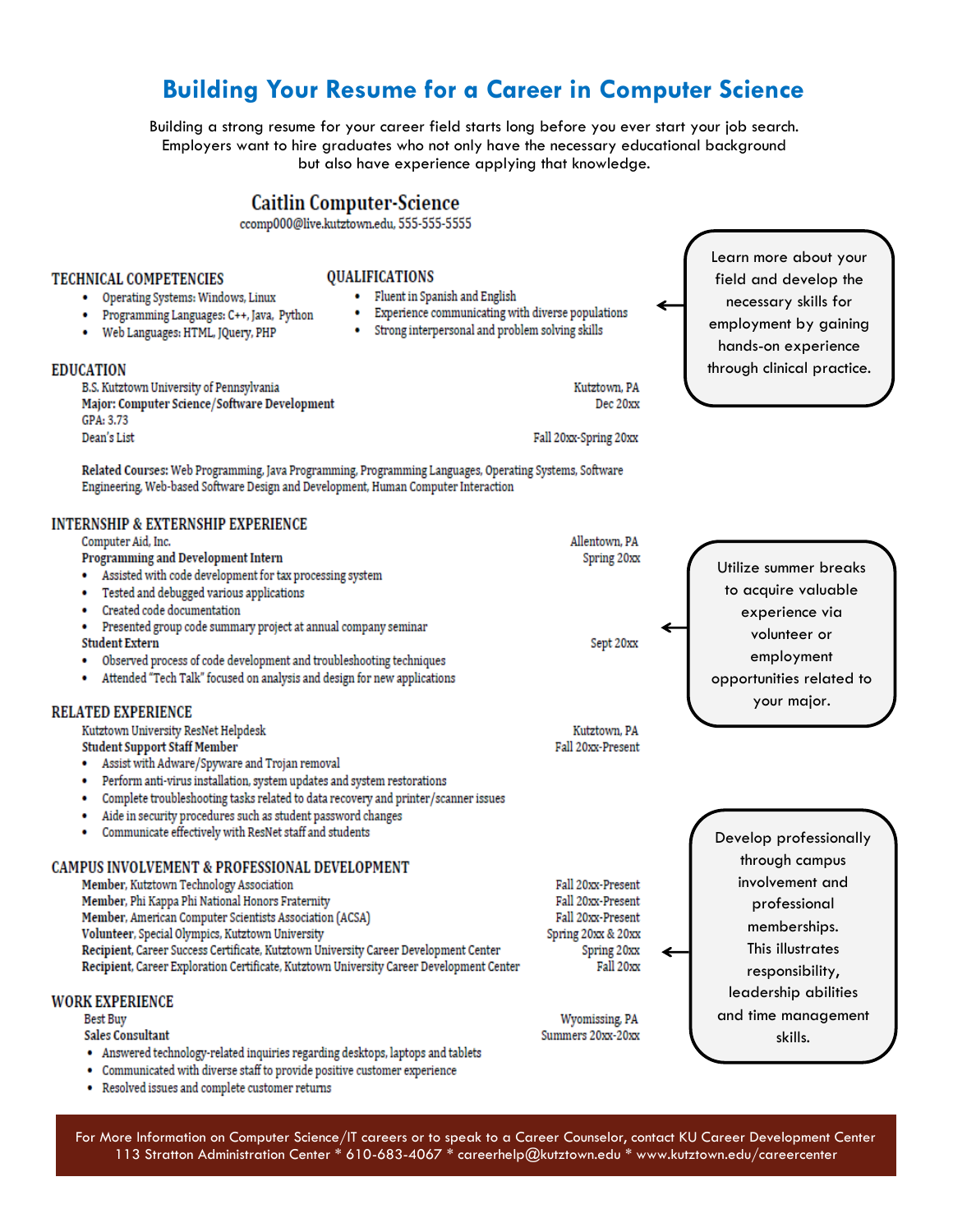# Building Your Resume for a Career in Computer Science

Building a strong resume for your career field starts long before you ever start your job search. Employers want to hire graduates who not only have the necessary educational background but also have experience applying that knowledge.

## Caitlin Computer-Science

ccomp000@live.kutztown.edu, 555-555-5555

### TECHNICAL COMPETENCIES

- Operating Systems: Windows, Linux
- Programming Languages: C++, Java, Python
- Web Languages: HTML, JQuery, PHP

### QUALIFICATIONS

- Fluent in Spanish and English
- Experience communicating with diverse populations
- Strong interpersonal and problem solving skills

> Learn more about your field and develop the necessary skills for employment by gaining hands-on experience through clinical practice.

### EDUCATION

B.S. Kutztown University of Pennsylvania — Kutztown, PA
**Major: Computer Science/Software Development** — Dec 20xx
GPA: 3.73
Dean's List — Fall 20xx-Spring 20xx

**Related Courses:** Web Programming, Java Programming, Programming Languages, Operating Systems, Software Engineering, Web-based Software Design and Development, Human Computer Interaction

### INTERNSHIP & EXTERNSHIP EXPERIENCE

Computer Aid, Inc. — Allentown, PA
**Programming and Development Intern** — Spring 20xx

- Assisted with code development for tax processing system
- Tested and debugged various applications
- Created code documentation
- Presented group code summary project at annual company seminar

**Student Extern** — Sept 20xx

- Observed process of code development and troubleshooting techniques
- Attended "Tech Talk" focused on analysis and design for new applications

> Utilize summer breaks to acquire valuable experience via volunteer or employment opportunities related to your major.

### RELATED EXPERIENCE

Kutztown University ResNet Helpdesk — Kutztown, PA
**Student Support Staff Member** — Fall 20xx-Present

- Assist with Adware/Spyware and Trojan removal
- Perform anti-virus installation, system updates and system restorations
- Complete troubleshooting tasks related to data recovery and printer/scanner issues
- Aide in security procedures such as student password changes
- Communicate effectively with ResNet staff and students

### CAMPUS INVOLVEMENT & PROFESSIONAL DEVELOPMENT

**Member**, Kutztown Technology Association — Fall 20xx-Present
**Member**, Phi Kappa Phi National Honors Fraternity — Fall 20xx-Present
**Member**, American Computer Scientists Association (ACSA) — Fall 20xx-Present
**Volunteer**, Special Olympics, Kutztown University — Spring 20xx & 20xx
**Recipient**, Career Success Certificate, Kutztown University Career Development Center — Spring 20xx
**Recipient**, Career Exploration Certificate, Kutztown University Career Development Center — Fall 20xx

> Develop professionally through campus involvement and professional memberships. This illustrates responsibility, leadership abilities and time management skills.

### WORK EXPERIENCE

Best Buy — Wyomissing, PA
**Sales Consultant** — Summers 20xx-20xx

- Answered technology-related inquiries regarding desktops, laptops and tablets
- Communicated with diverse staff to provide positive customer experience
- Resolved issues and complete customer returns

For More Information on Computer Science/IT careers or to speak to a Career Counselor, contact KU Career Development Center
113 Stratton Administration Center * 610-683-4067 * careerhelp@kutztown.edu * www.kutztown.edu/careercenter